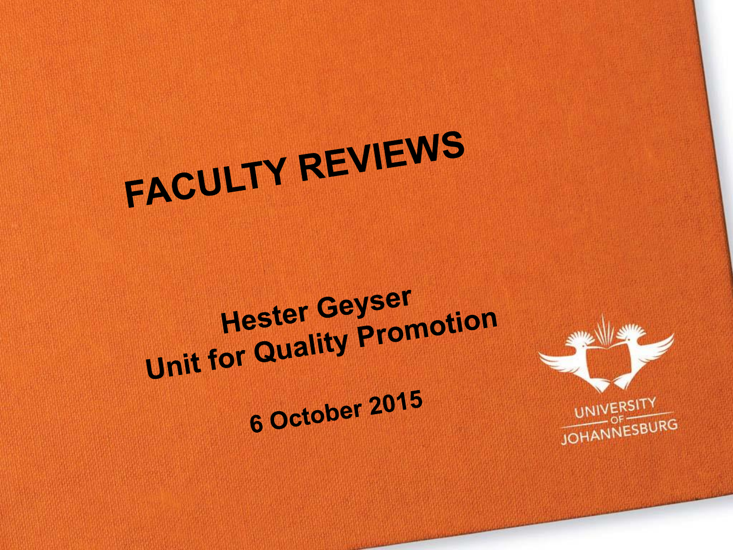# FACULTY REVIEWS

**Hester Geyser**
**Unit for Quality Promotion**

**6 October 2015**

UNIVERSITY OF JOHANNESBURG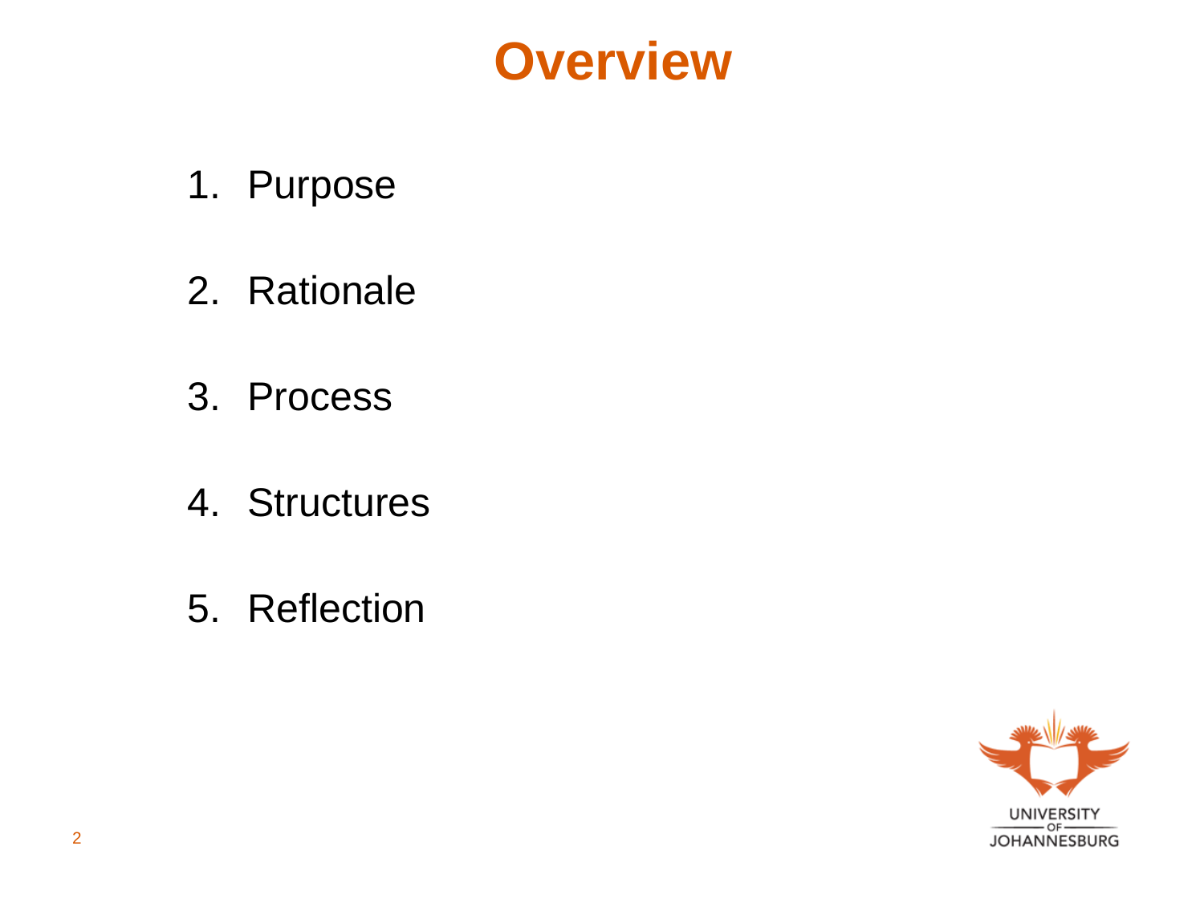# Overview

1. Purpose
2. Rationale
3. Process
4. Structures
5. Reflection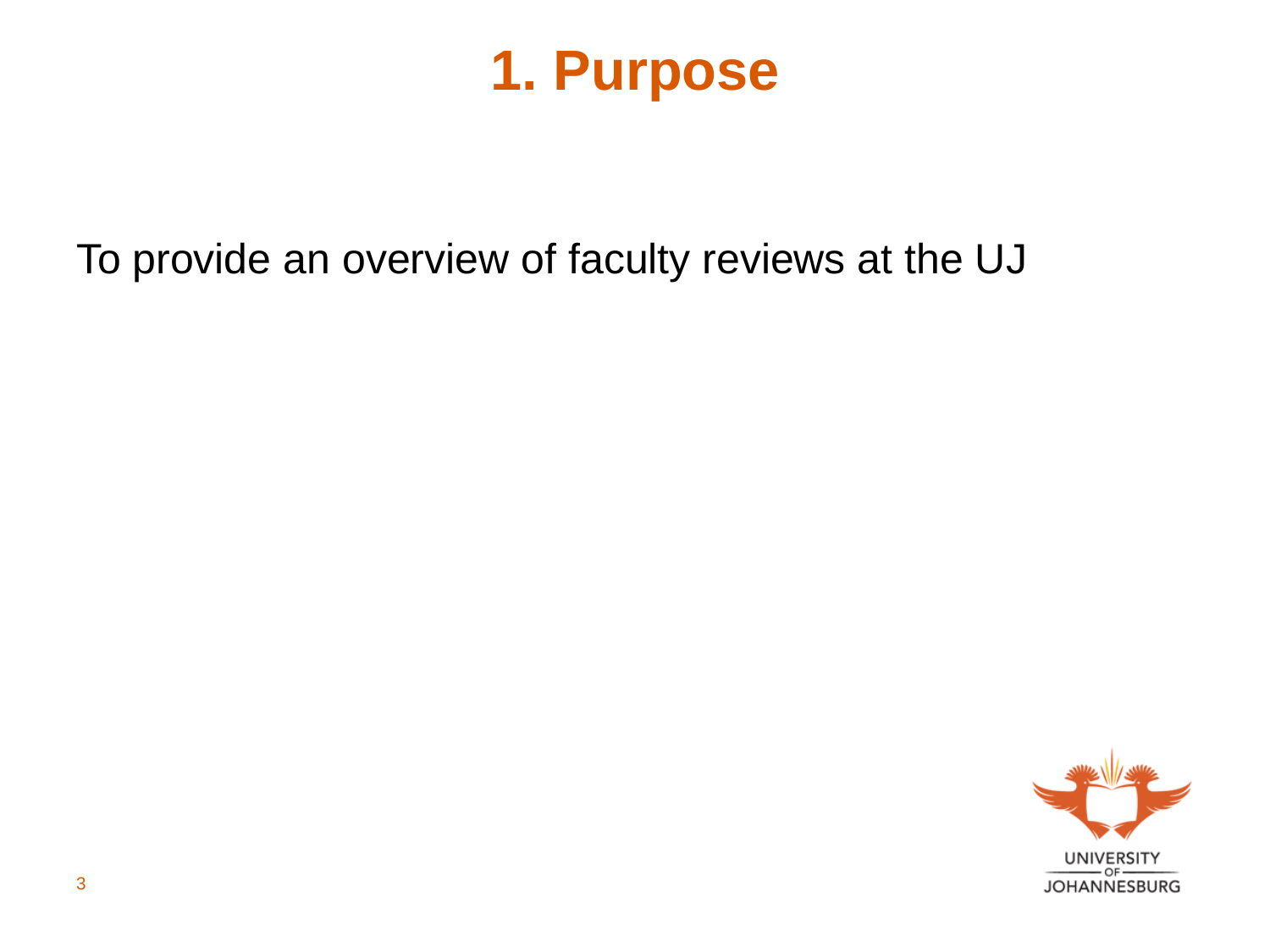# 1. Purpose

To provide an overview of faculty reviews at the UJ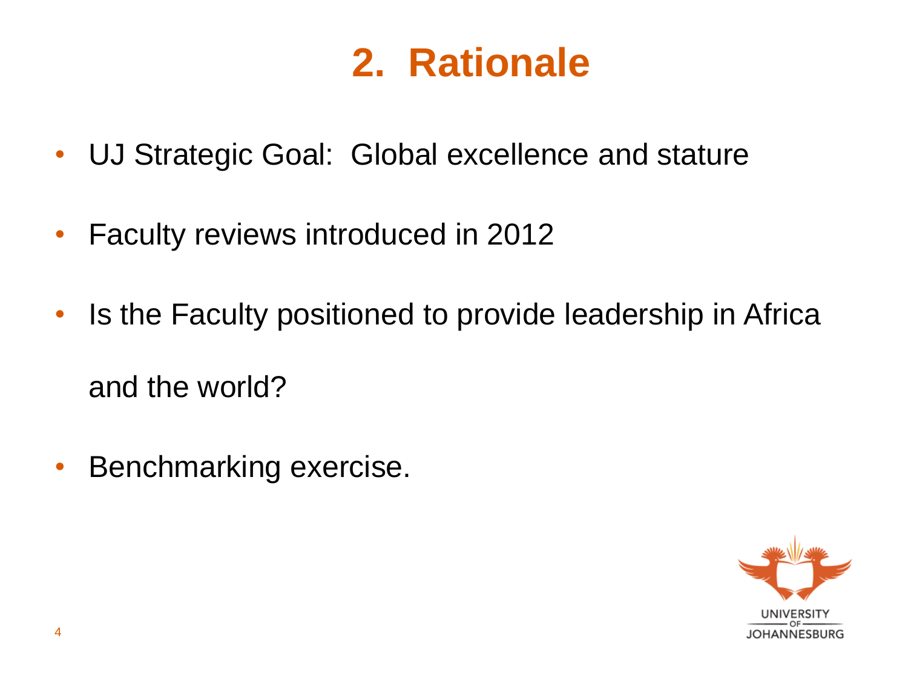# 2. Rationale

- UJ Strategic Goal: Global excellence and stature
- Faculty reviews introduced in 2012
- Is the Faculty positioned to provide leadership in Africa and the world?
- Benchmarking exercise.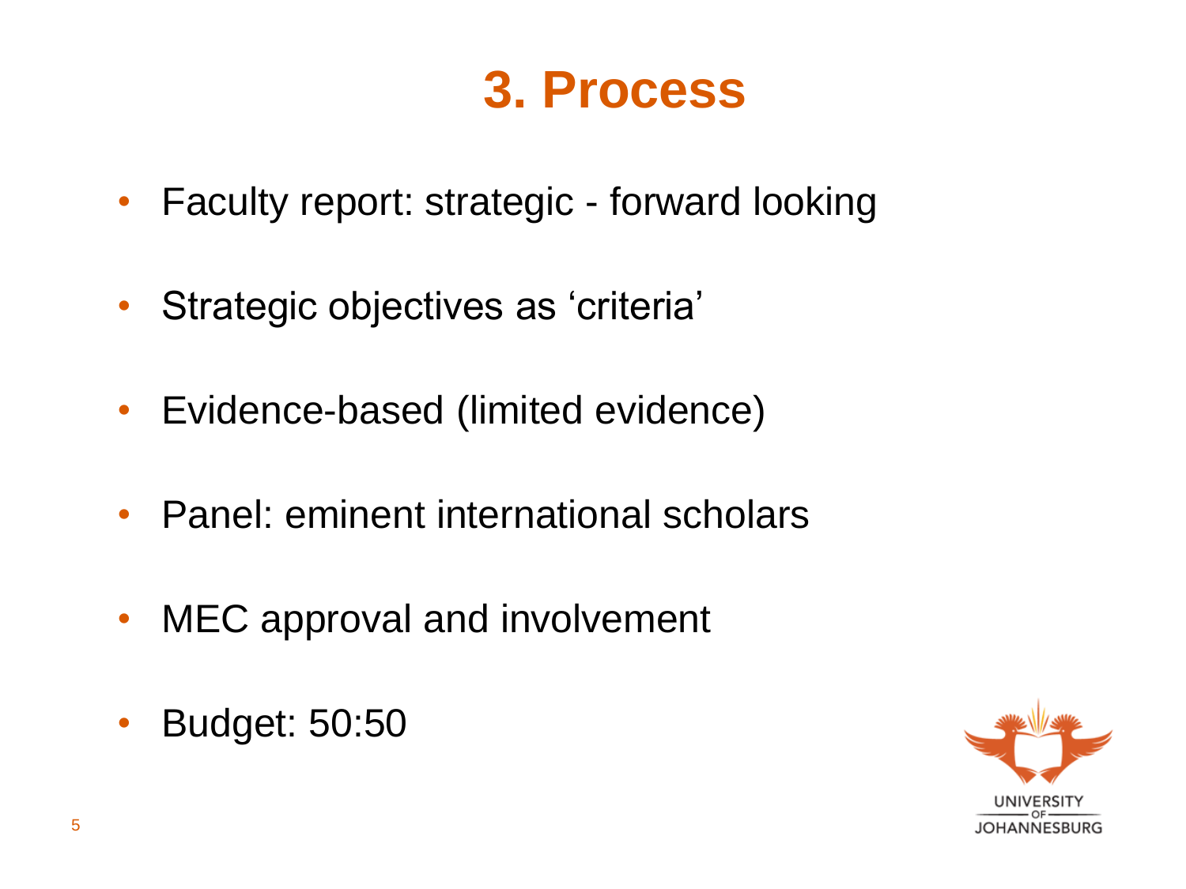# 3. Process

- Faculty report: strategic - forward looking
- Strategic objectives as ‘criteria’
- Evidence-based (limited evidence)
- Panel: eminent international scholars
- MEC approval and involvement
- Budget: 50:50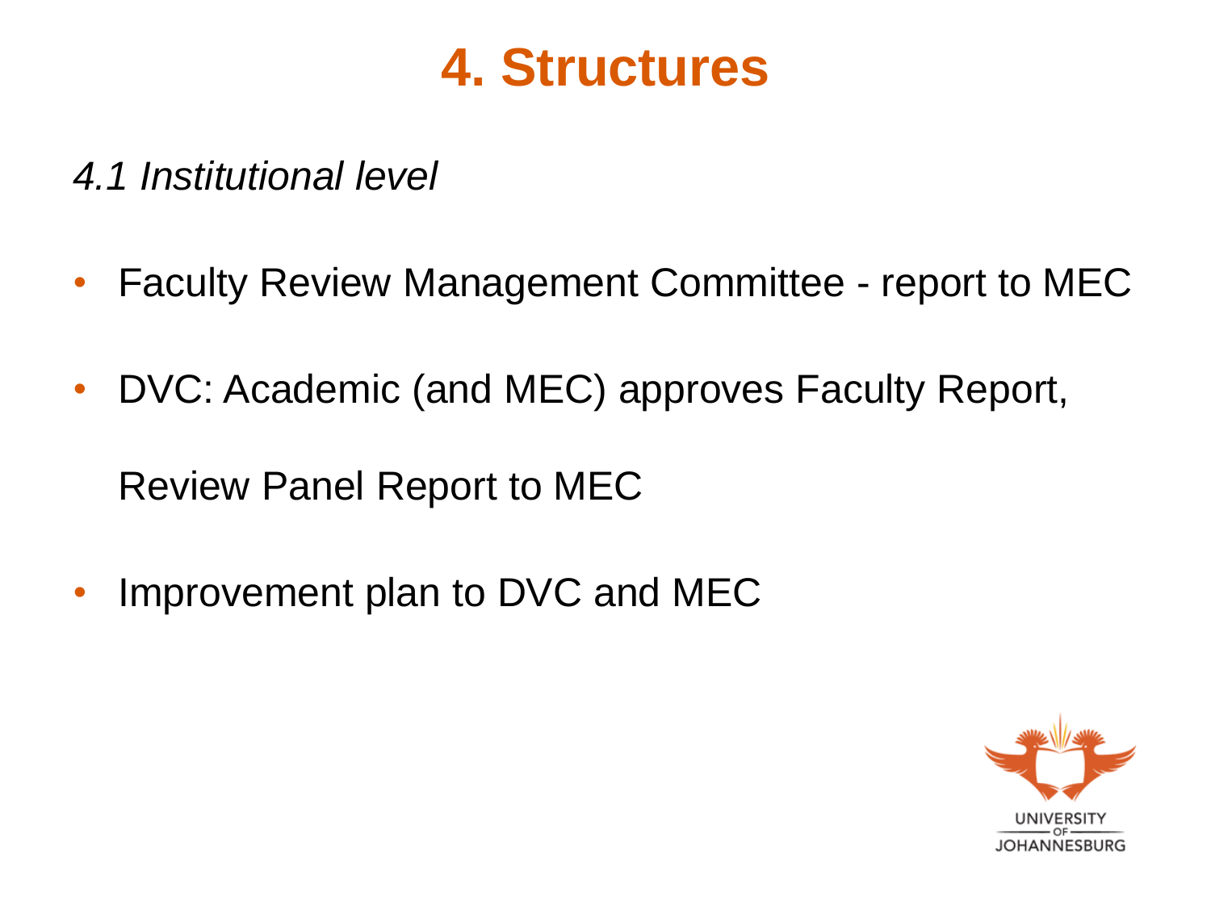# 4. Structures

*4.1 Institutional level*

- Faculty Review Management Committee - report to MEC
- DVC: Academic (and MEC) approves Faculty Report,

  Review Panel Report to MEC
- Improvement plan to DVC and MEC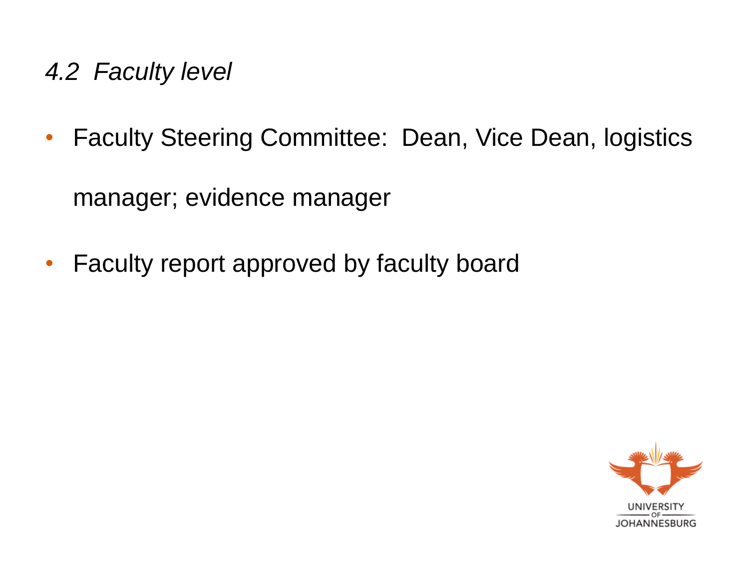## *4.2 Faculty level*

- Faculty Steering Committee: Dean, Vice Dean, logistics manager; evidence manager
- Faculty report approved by faculty board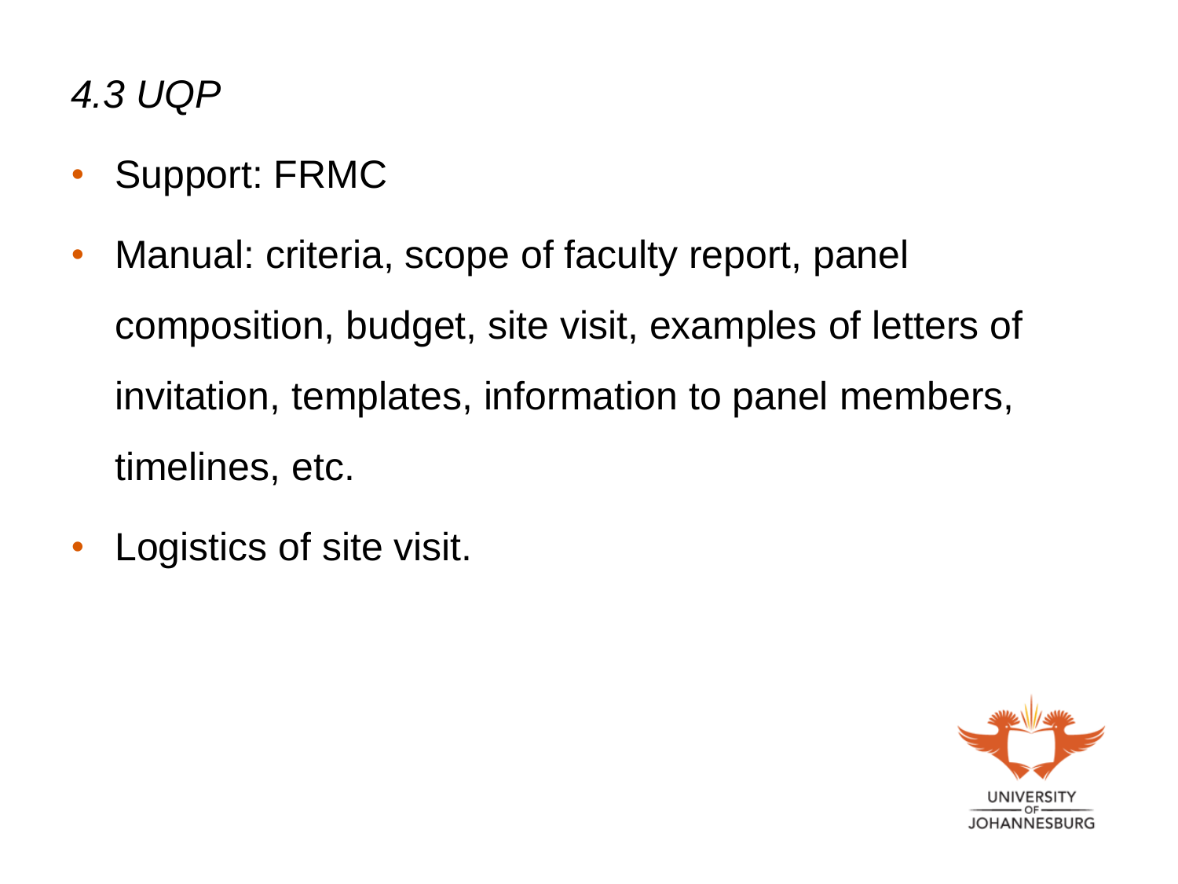## *4.3 UQP*

- Support: FRMC
- Manual: criteria, scope of faculty report, panel composition, budget, site visit, examples of letters of invitation, templates, information to panel members, timelines, etc.
- Logistics of site visit.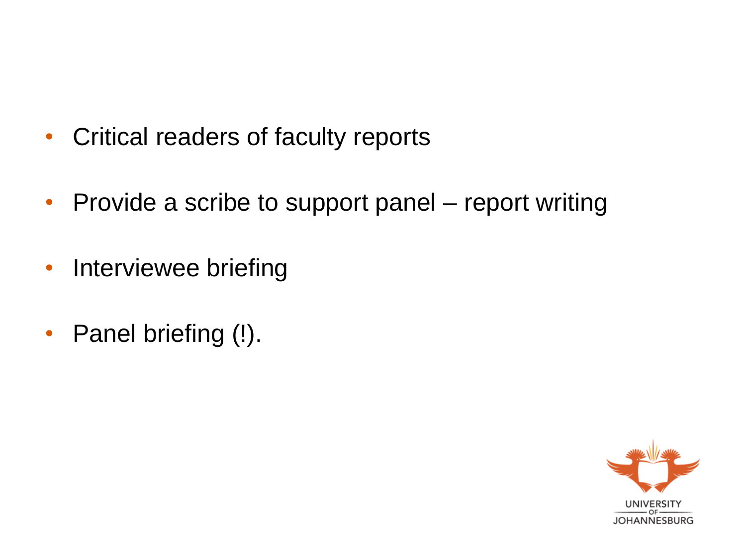- Critical readers of faculty reports
- Provide a scribe to support panel – report writing
- Interviewee briefing
- Panel briefing (!).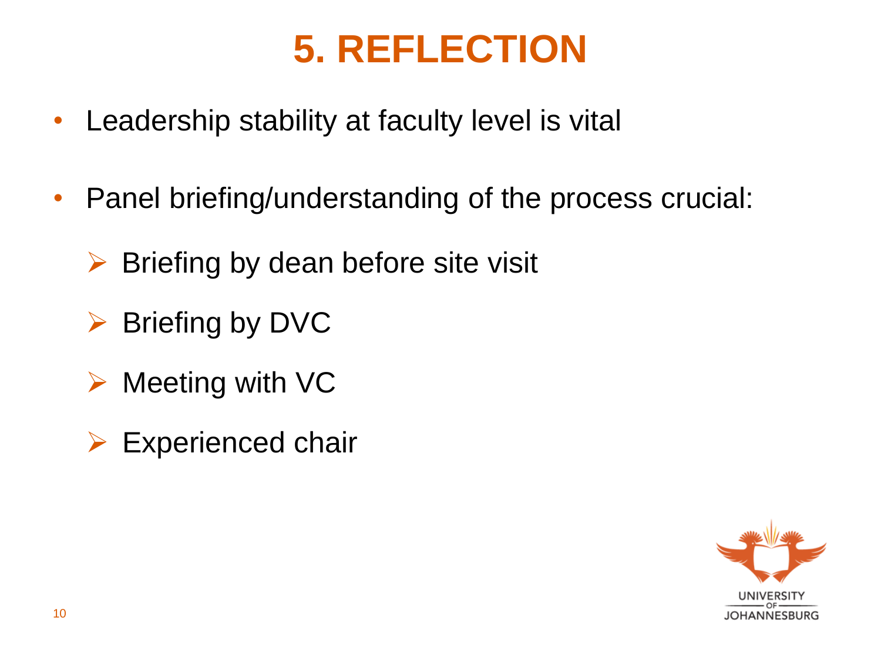# 5. REFLECTION

- Leadership stability at faculty level is vital
- Panel briefing/understanding of the process crucial:
  - Briefing by dean before site visit
  - Briefing by DVC
  - Meeting with VC
  - Experienced chair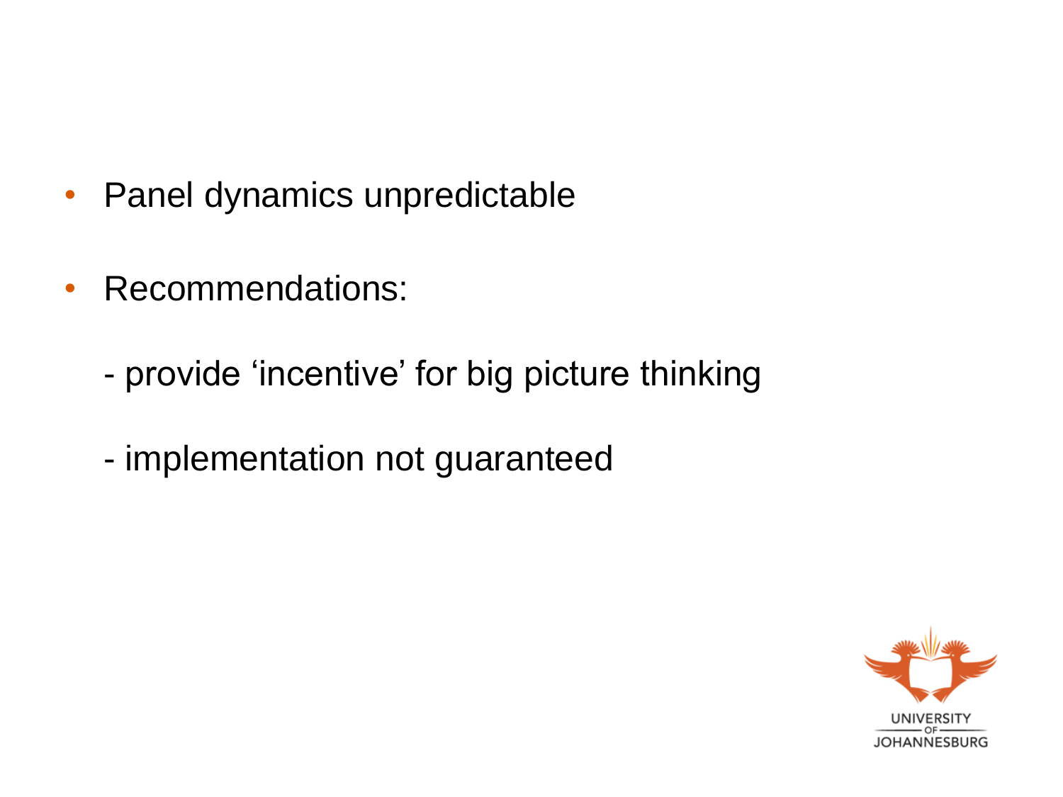- Panel dynamics unpredictable

- Recommendations:

  - provide ‘incentive’ for big picture thinking

  - implementation not guaranteed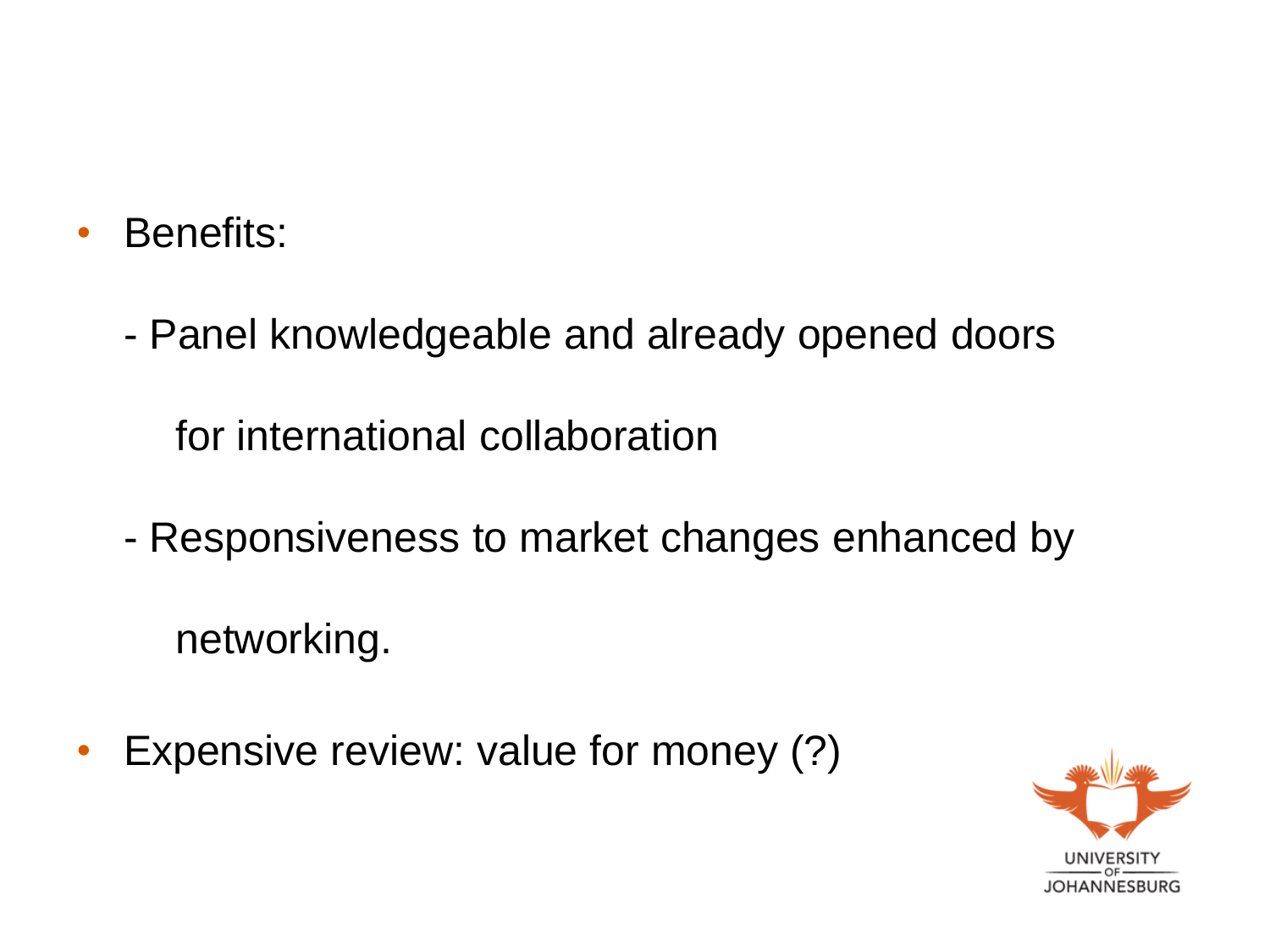- Benefits:

  - Panel knowledgeable and already opened doors for international collaboration

  - Responsiveness to market changes enhanced by networking.

- Expensive review: value for money (?)